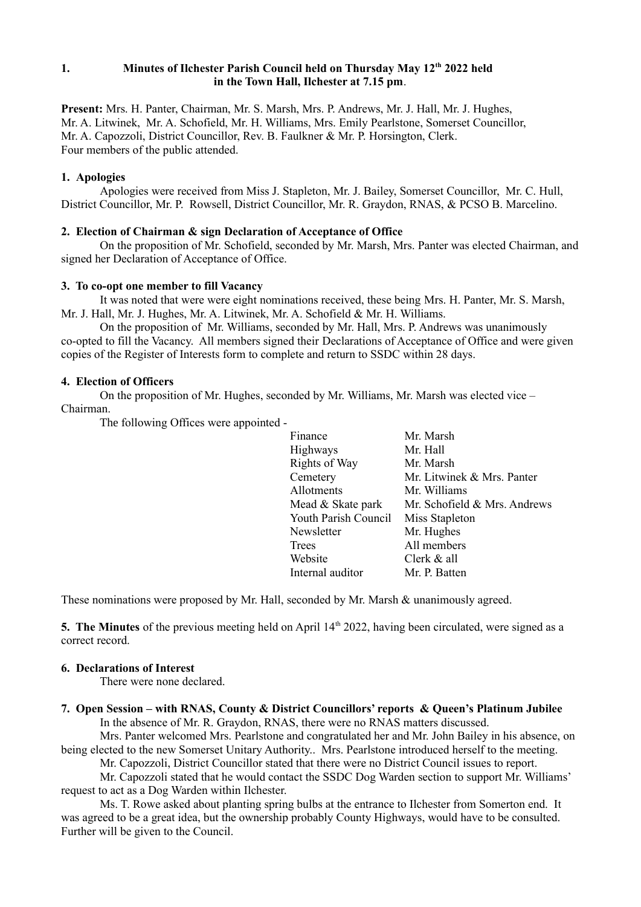**1. Minutes of Ilchester Parish Council held on Thursday May 12th 2022 held in the Town Hall, Ilchester at 7.15 pm.**

**Present:** Mrs. H. Panter, Chairman, Mr. S. Marsh, Mrs. P. Andrews, Mr. J. Hall, Mr. J. Hughes, Mr. A. Litwinek, Mr. A. Schofield, Mr. H. Williams, Mrs. Emily Pearlstone, Somerset Councillor, Mr. A. Capozzoli, District Councillor, Rev. B. Faulkner & Mr. P. Horsington, Clerk. Four members of the public attended.

**1. Apologies**

Apologies were received from Miss J. Stapleton, Mr. J. Bailey, Somerset Councillor, Mr. C. Hull, District Councillor, Mr. P. Rowsell, District Councillor, Mr. R. Graydon, RNAS, & PCSO B. Marcelino.

**2. Election of Chairman & sign Declaration of Acceptance of Office**

On the proposition of Mr. Schofield, seconded by Mr. Marsh, Mrs. Panter was elected Chairman, and signed her Declaration of Acceptance of Office.

**3. To co-opt one member to fill Vacancy**

It was noted that were were eight nominations received, these being Mrs. H. Panter, Mr. S. Marsh, Mr. J. Hall, Mr. J. Hughes, Mr. A. Litwinek, Mr. A. Schofield & Mr. H. Williams.

On the proposition of Mr. Williams, seconded by Mr. Hall, Mrs. P. Andrews was unanimously co-opted to fill the Vacancy. All members signed their Declarations of Acceptance of Office and were given copies of the Register of Interests form to complete and return to SSDC within 28 days.

**4. Election of Officers**

On the proposition of Mr. Hughes, seconded by Mr. Williams, Mr. Marsh was elected vice – Chairman.

The following Offices were appointed -

| | |
|---|---|
| Finance | Mr. Marsh |
| Highways | Mr. Hall |
| Rights of Way | Mr. Marsh |
| Cemetery | Mr. Litwinek & Mrs. Panter |
| Allotments | Mr. Williams |
| Mead & Skate park | Mr. Schofield & Mrs. Andrews |
| Youth Parish Council | Miss Stapleton |
| Newsletter | Mr. Hughes |
| Trees | All members |
| Website | Clerk & all |
| Internal auditor | Mr. P. Batten |

These nominations were proposed by Mr. Hall, seconded by Mr. Marsh & unanimously agreed.

**5. The Minutes** of the previous meeting held on April 14th 2022, having been circulated, were signed as a correct record.

**6. Declarations of Interest**

There were none declared.

**7. Open Session – with RNAS, County & District Councillors' reports & Queen's Platinum Jubilee**

In the absence of Mr. R. Graydon, RNAS, there were no RNAS matters discussed.

Mrs. Panter welcomed Mrs. Pearlstone and congratulated her and Mr. John Bailey in his absence, on being elected to the new Somerset Unitary Authority.. Mrs. Pearlstone introduced herself to the meeting.

Mr. Capozzoli, District Councillor stated that there were no District Council issues to report.

Mr. Capozzoli stated that he would contact the SSDC Dog Warden section to support Mr. Williams' request to act as a Dog Warden within Ilchester.

Ms. T. Rowe asked about planting spring bulbs at the entrance to Ilchester from Somerton end. It was agreed to be a great idea, but the ownership probably County Highways, would have to be consulted. Further will be given to the Council.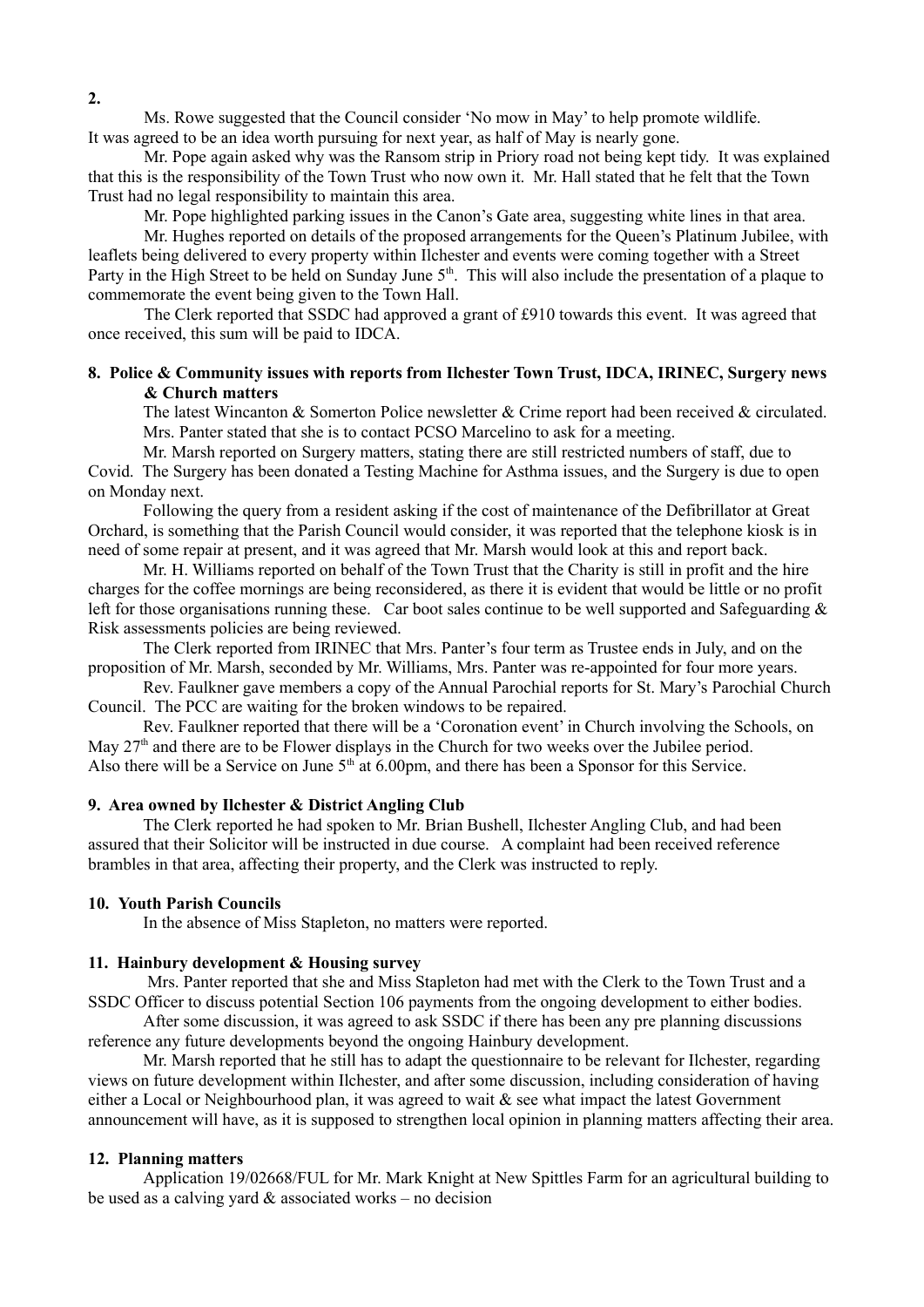Ms. Rowe suggested that the Council consider 'No mow in May' to help promote wildlife. It was agreed to be an idea worth pursuing for next year, as half of May is nearly gone.

Mr. Pope again asked why was the Ransom strip in Priory road not being kept tidy. It was explained that this is the responsibility of the Town Trust who now own it. Mr. Hall stated that he felt that the Town Trust had no legal responsibility to maintain this area.

Mr. Pope highlighted parking issues in the Canon's Gate area, suggesting white lines in that area.

Mr. Hughes reported on details of the proposed arrangements for the Queen's Platinum Jubilee, with leaflets being delivered to every property within Ilchester and events were coming together with a Street Party in the High Street to be held on Sunday June 5th. This will also include the presentation of a plaque to commemorate the event being given to the Town Hall.

The Clerk reported that SSDC had approved a grant of £910 towards this event. It was agreed that once received, this sum will be paid to IDCA.

## 8. Police & Community issues with reports from Ilchester Town Trust, IDCA, IRINEC, Surgery news & Church matters

The latest Wincanton & Somerton Police newsletter & Crime report had been received & circulated.

Mrs. Panter stated that she is to contact PCSO Marcelino to ask for a meeting.

Mr. Marsh reported on Surgery matters, stating there are still restricted numbers of staff, due to Covid. The Surgery has been donated a Testing Machine for Asthma issues, and the Surgery is due to open on Monday next.

Following the query from a resident asking if the cost of maintenance of the Defibrillator at Great Orchard, is something that the Parish Council would consider, it was reported that the telephone kiosk is in need of some repair at present, and it was agreed that Mr. Marsh would look at this and report back.

Mr. H. Williams reported on behalf of the Town Trust that the Charity is still in profit and the hire charges for the coffee mornings are being reconsidered, as there it is evident that would be little or no profit left for those organisations running these. Car boot sales continue to be well supported and Safeguarding & Risk assessments policies are being reviewed.

The Clerk reported from IRINEC that Mrs. Panter's four term as Trustee ends in July, and on the proposition of Mr. Marsh, seconded by Mr. Williams, Mrs. Panter was re-appointed for four more years.

Rev. Faulkner gave members a copy of the Annual Parochial reports for St. Mary's Parochial Church Council. The PCC are waiting for the broken windows to be repaired.

Rev. Faulkner reported that there will be a 'Coronation event' in Church involving the Schools, on May 27th and there are to be Flower displays in the Church for two weeks over the Jubilee period. Also there will be a Service on June 5th at 6.00pm, and there has been a Sponsor for this Service.

## 9. Area owned by Ilchester & District Angling Club

The Clerk reported he had spoken to Mr. Brian Bushell, Ilchester Angling Club, and had been assured that their Solicitor will be instructed in due course. A complaint had been received reference brambles in that area, affecting their property, and the Clerk was instructed to reply.

## 10. Youth Parish Councils

In the absence of Miss Stapleton, no matters were reported.

## 11. Hainbury development & Housing survey

Mrs. Panter reported that she and Miss Stapleton had met with the Clerk to the Town Trust and a SSDC Officer to discuss potential Section 106 payments from the ongoing development to either bodies.

After some discussion, it was agreed to ask SSDC if there has been any pre planning discussions reference any future developments beyond the ongoing Hainbury development.

Mr. Marsh reported that he still has to adapt the questionnaire to be relevant for Ilchester, regarding views on future development within Ilchester, and after some discussion, including consideration of having either a Local or Neighbourhood plan, it was agreed to wait & see what impact the latest Government announcement will have, as it is supposed to strengthen local opinion in planning matters affecting their area.

## 12. Planning matters

Application 19/02668/FUL for Mr. Mark Knight at New Spittles Farm for an agricultural building to be used as a calving yard & associated works – no decision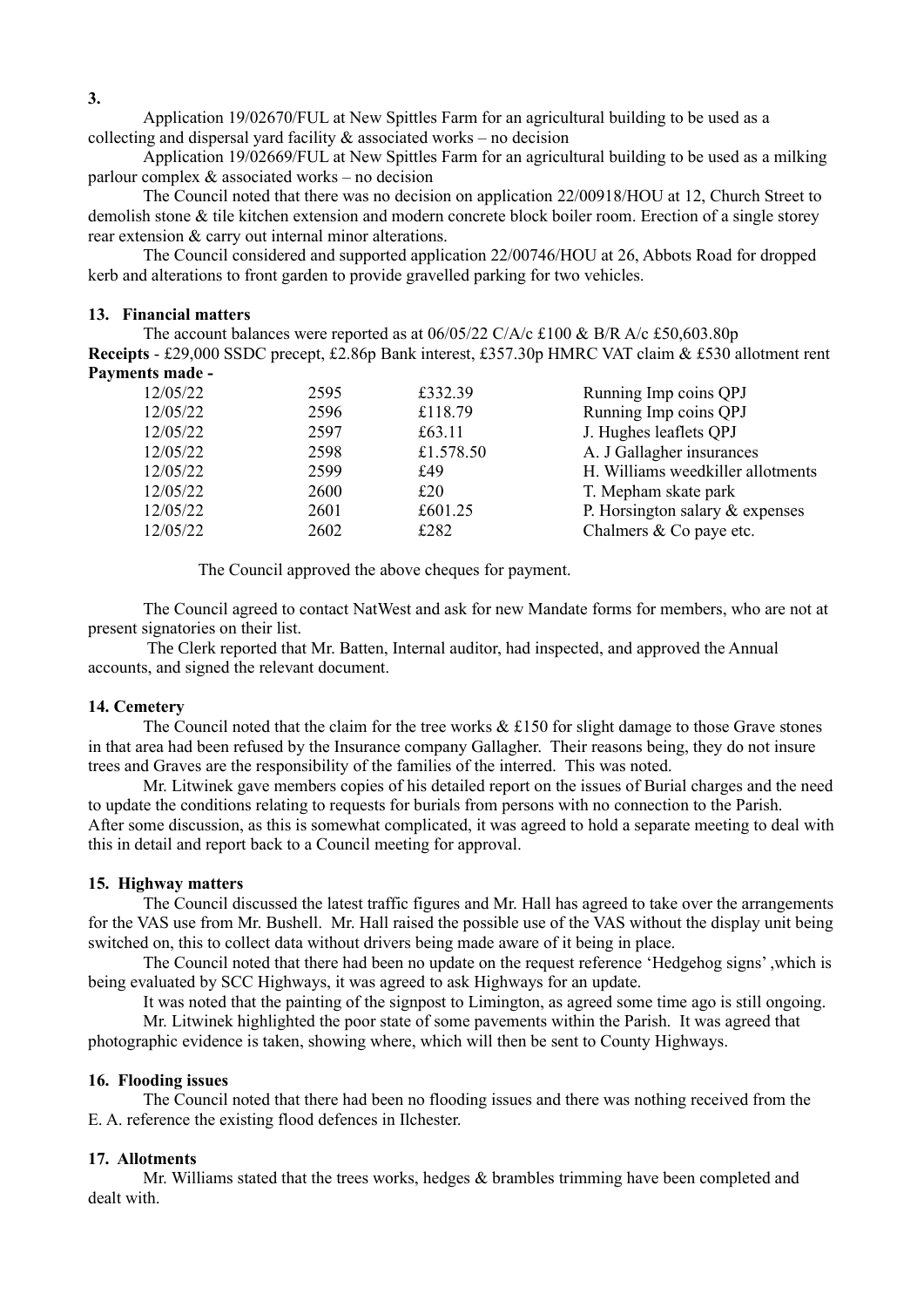**3.**

Application 19/02670/FUL at New Spittles Farm for an agricultural building to be used as a collecting and dispersal yard facility & associated works – no decision

Application 19/02669/FUL at New Spittles Farm for an agricultural building to be used as a milking parlour complex & associated works – no decision

The Council noted that there was no decision on application 22/00918/HOU at 12, Church Street to demolish stone & tile kitchen extension and modern concrete block boiler room. Erection of a single storey rear extension & carry out internal minor alterations.

The Council considered and supported application 22/00746/HOU at 26, Abbots Road for dropped kerb and alterations to front garden to provide gravelled parking for two vehicles.

**13. Financial matters**

The account balances were reported as at 06/05/22 C/A/c £100 & B/R A/c £50,603.80p

**Receipts** - £29,000 SSDC precept, £2.86p Bank interest, £357.30p HMRC VAT claim & £530 allotment rent

**Payments made -**

| | | | |
|---|---|---|---|
| 12/05/22 | 2595 | £332.39 | Running Imp coins QPJ |
| 12/05/22 | 2596 | £118.79 | Running Imp coins QPJ |
| 12/05/22 | 2597 | £63.11 | J. Hughes leaflets QPJ |
| 12/05/22 | 2598 | £1.578.50 | A. J Gallagher insurances |
| 12/05/22 | 2599 | £49 | H. Williams weedkiller allotments |
| 12/05/22 | 2600 | £20 | T. Mepham skate park |
| 12/05/22 | 2601 | £601.25 | P. Horsington salary & expenses |
| 12/05/22 | 2602 | £282 | Chalmers & Co paye etc. |

The Council approved the above cheques for payment.

The Council agreed to contact NatWest and ask for new Mandate forms for members, who are not at present signatories on their list.

The Clerk reported that Mr. Batten, Internal auditor, had inspected, and approved the Annual accounts, and signed the relevant document.

**14. Cemetery**

The Council noted that the claim for the tree works & £150 for slight damage to those Grave stones in that area had been refused by the Insurance company Gallagher. Their reasons being, they do not insure trees and Graves are the responsibility of the families of the interred. This was noted.

Mr. Litwinek gave members copies of his detailed report on the issues of Burial charges and the need to update the conditions relating to requests for burials from persons with no connection to the Parish. After some discussion, as this is somewhat complicated, it was agreed to hold a separate meeting to deal with this in detail and report back to a Council meeting for approval.

**15. Highway matters**

The Council discussed the latest traffic figures and Mr. Hall has agreed to take over the arrangements for the VAS use from Mr. Bushell. Mr. Hall raised the possible use of the VAS without the display unit being switched on, this to collect data without drivers being made aware of it being in place.

The Council noted that there had been no update on the request reference 'Hedgehog signs' ,which is being evaluated by SCC Highways, it was agreed to ask Highways for an update.

It was noted that the painting of the signpost to Limington, as agreed some time ago is still ongoing.

Mr. Litwinek highlighted the poor state of some pavements within the Parish. It was agreed that photographic evidence is taken, showing where, which will then be sent to County Highways.

**16. Flooding issues**

The Council noted that there had been no flooding issues and there was nothing received from the E. A. reference the existing flood defences in Ilchester.

**17. Allotments**

Mr. Williams stated that the trees works, hedges & brambles trimming have been completed and dealt with.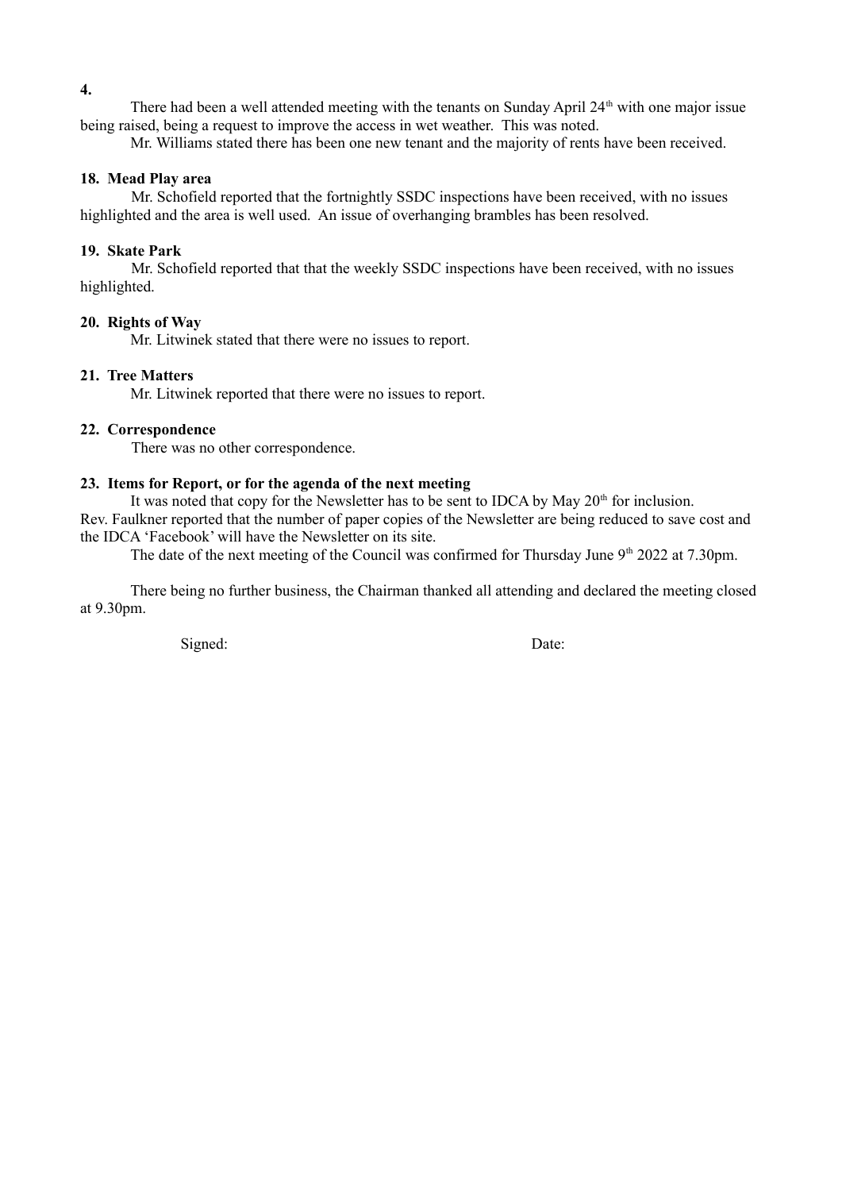**4.**

There had been a well attended meeting with the tenants on Sunday April 24th with one major issue being raised, being a request to improve the access in wet weather. This was noted.

Mr. Williams stated there has been one new tenant and the majority of rents have been received.

**18. Mead Play area**

Mr. Schofield reported that the fortnightly SSDC inspections have been received, with no issues highlighted and the area is well used. An issue of overhanging brambles has been resolved.

**19. Skate Park**

Mr. Schofield reported that that the weekly SSDC inspections have been received, with no issues highlighted.

**20. Rights of Way**

Mr. Litwinek stated that there were no issues to report.

**21. Tree Matters**

Mr. Litwinek reported that there were no issues to report.

**22. Correspondence**

There was no other correspondence.

**23. Items for Report, or for the agenda of the next meeting**

It was noted that copy for the Newsletter has to be sent to IDCA by May 20th for inclusion. Rev. Faulkner reported that the number of paper copies of the Newsletter are being reduced to save cost and the IDCA 'Facebook' will have the Newsletter on its site.

The date of the next meeting of the Council was confirmed for Thursday June 9th 2022 at 7.30pm.

There being no further business, the Chairman thanked all attending and declared the meeting closed at 9.30pm.

Signed: Date: